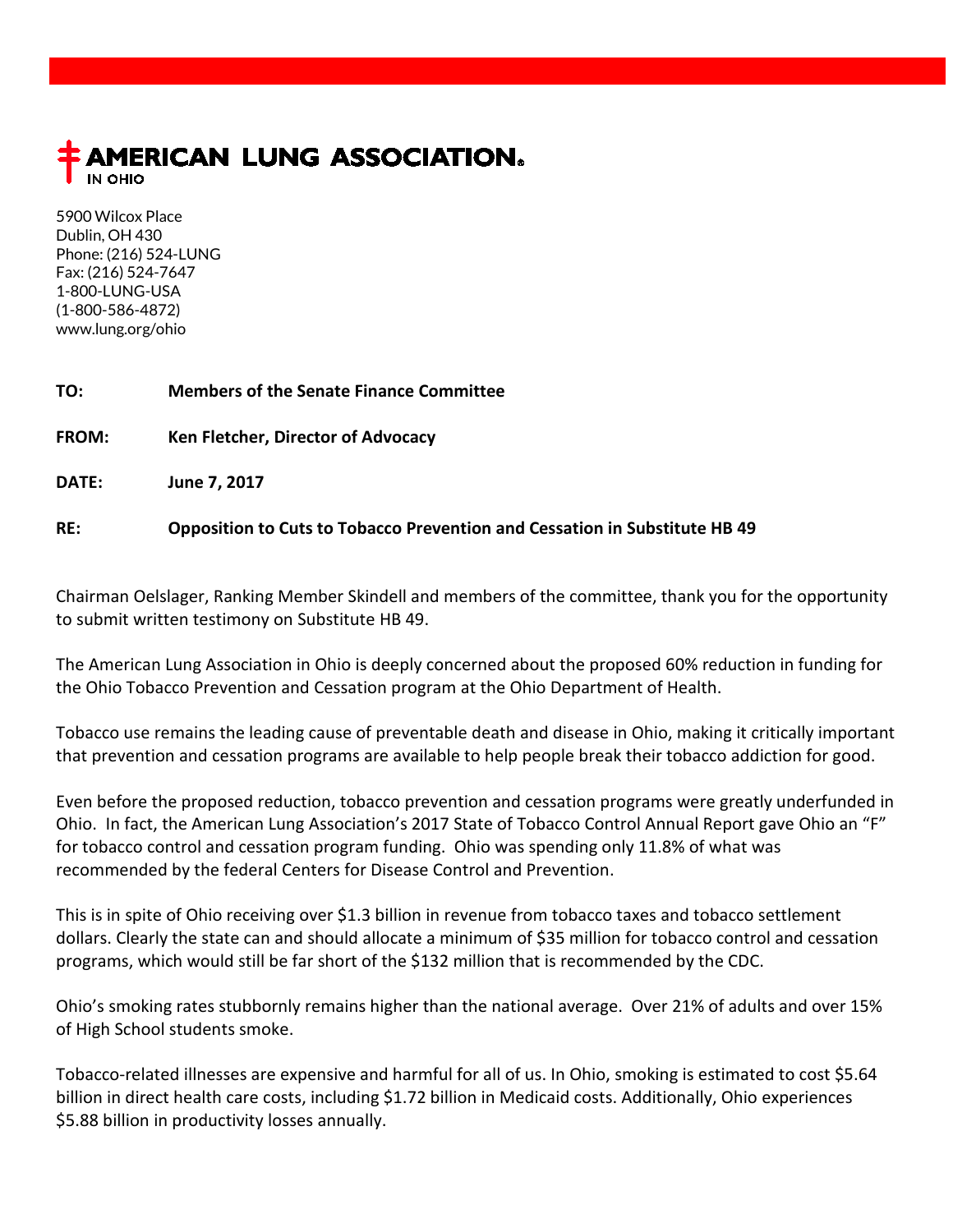**AMERICAN LUNG ASSOCIATION.**
IN OHIO

5900 Wilcox Place
Dublin, OH 430
Phone: (216) 524-LUNG
Fax: (216) 524-7647
1-800-LUNG-USA
(1-800-586-4872)
www.lung.org/ohio

**TO:** **Members of the Senate Finance Committee**

**FROM:** **Ken Fletcher, Director of Advocacy**

**DATE:** **June 7, 2017**

**RE:** **Opposition to Cuts to Tobacco Prevention and Cessation in Substitute HB 49**

Chairman Oelslager, Ranking Member Skindell and members of the committee, thank you for the opportunity to submit written testimony on Substitute HB 49.

The American Lung Association in Ohio is deeply concerned about the proposed 60% reduction in funding for the Ohio Tobacco Prevention and Cessation program at the Ohio Department of Health.

Tobacco use remains the leading cause of preventable death and disease in Ohio, making it critically important that prevention and cessation programs are available to help people break their tobacco addiction for good.

Even before the proposed reduction, tobacco prevention and cessation programs were greatly underfunded in Ohio. In fact, the American Lung Association's 2017 State of Tobacco Control Annual Report gave Ohio an "F" for tobacco control and cessation program funding. Ohio was spending only 11.8% of what was recommended by the federal Centers for Disease Control and Prevention.

This is in spite of Ohio receiving over $1.3 billion in revenue from tobacco taxes and tobacco settlement dollars. Clearly the state can and should allocate a minimum of $35 million for tobacco control and cessation programs, which would still be far short of the $132 million that is recommended by the CDC.

Ohio's smoking rates stubbornly remains higher than the national average. Over 21% of adults and over 15% of High School students smoke.

Tobacco-related illnesses are expensive and harmful for all of us. In Ohio, smoking is estimated to cost $5.64 billion in direct health care costs, including $1.72 billion in Medicaid costs. Additionally, Ohio experiences $5.88 billion in productivity losses annually.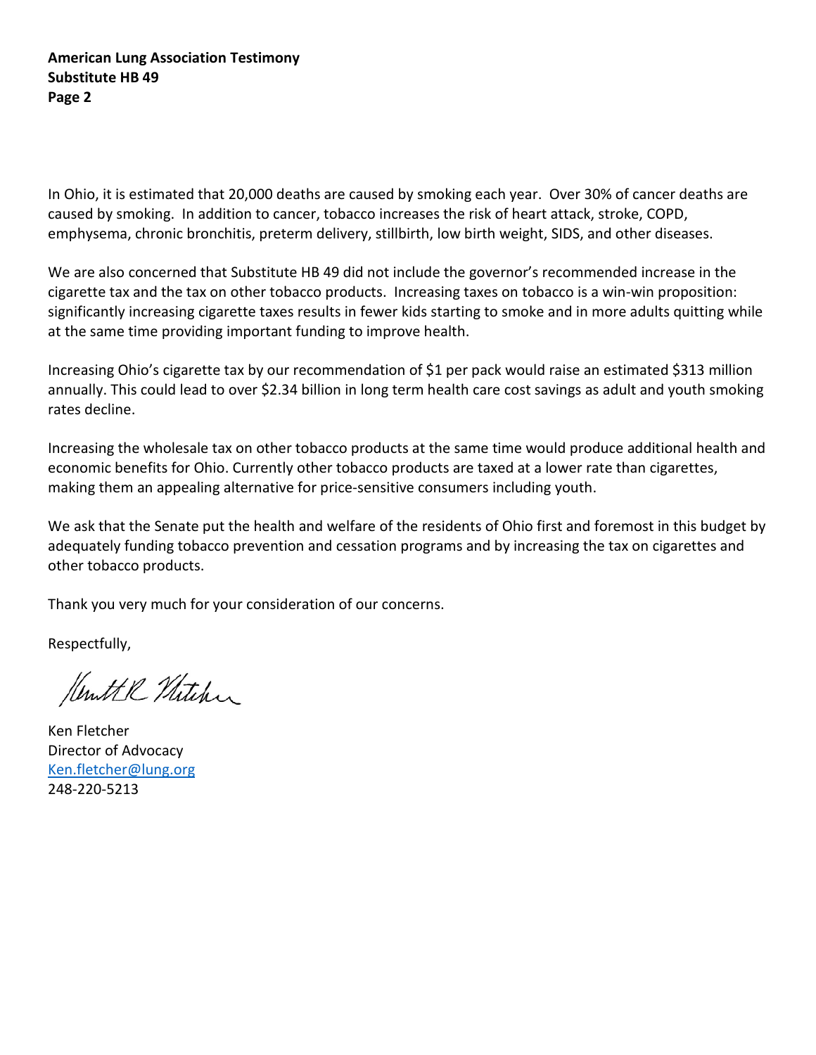In Ohio, it is estimated that 20,000 deaths are caused by smoking each year. Over 30% of cancer deaths are caused by smoking. In addition to cancer, tobacco increases the risk of heart attack, stroke, COPD, emphysema, chronic bronchitis, preterm delivery, stillbirth, low birth weight, SIDS, and other diseases.

We are also concerned that Substitute HB 49 did not include the governor's recommended increase in the cigarette tax and the tax on other tobacco products. Increasing taxes on tobacco is a win-win proposition: significantly increasing cigarette taxes results in fewer kids starting to smoke and in more adults quitting while at the same time providing important funding to improve health.

Increasing Ohio's cigarette tax by our recommendation of $1 per pack would raise an estimated $313 million annually. This could lead to over $2.34 billion in long term health care cost savings as adult and youth smoking rates decline.

Increasing the wholesale tax on other tobacco products at the same time would produce additional health and economic benefits for Ohio. Currently other tobacco products are taxed at a lower rate than cigarettes, making them an appealing alternative for price-sensitive consumers including youth.

We ask that the Senate put the health and welfare of the residents of Ohio first and foremost in this budget by adequately funding tobacco prevention and cessation programs and by increasing the tax on cigarettes and other tobacco products.

Thank you very much for your consideration of our concerns.

Respectfully,

Ken Fletcher
Director of Advocacy
Ken.fletcher@lung.org
248-220-5213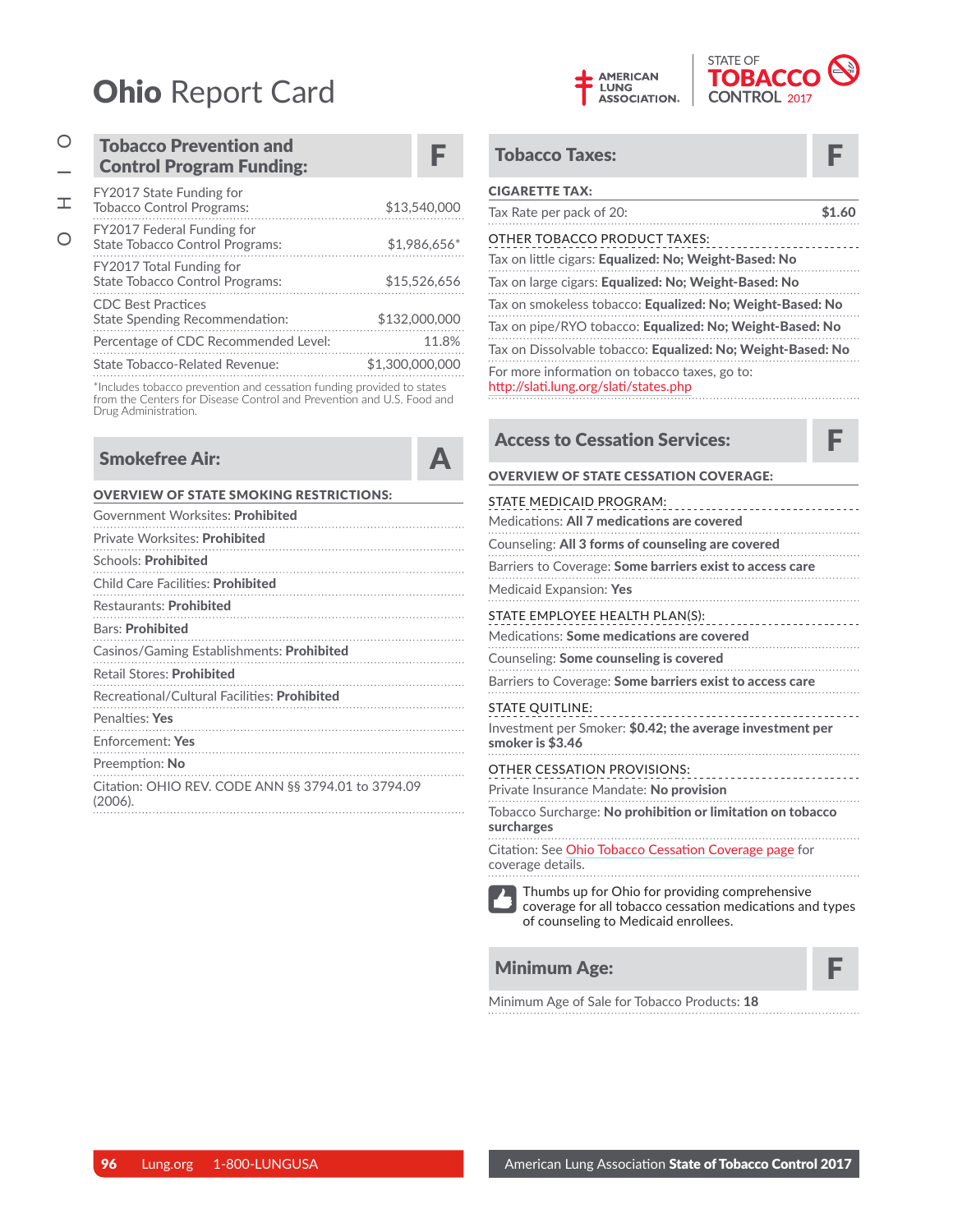# Ohio Report Card

## Tobacco Prevention and Control Program Funding: F

| | |
|---|---|
| FY2017 State Funding for Tobacco Control Programs: | $13,540,000 |
| FY2017 Federal Funding for State Tobacco Control Programs: | $1,986,656* |
| FY2017 Total Funding for State Tobacco Control Programs: | $15,526,656 |
| CDC Best Practices State Spending Recommendation: | $132,000,000 |
| Percentage of CDC Recommended Level: | 11.8% |
| State Tobacco-Related Revenue: | $1,300,000,000 |

*Includes tobacco prevention and cessation funding provided to states from the Centers for Disease Control and Prevention and U.S. Food and Drug Administration.

## Smokefree Air: A

**OVERVIEW OF STATE SMOKING RESTRICTIONS:**

Government Worksites: **Prohibited**

Private Worksites: **Prohibited**

Schools: **Prohibited**

Child Care Facilities: **Prohibited**

Restaurants: **Prohibited**

Bars: **Prohibited**

Casinos/Gaming Establishments: **Prohibited**

Retail Stores: **Prohibited**

Recreational/Cultural Facilities: **Prohibited**

Penalties: **Yes**

Enforcement: **Yes**

Preemption: **No**

Citation: OHIO REV. CODE ANN §§ 3794.01 to 3794.09 (2006).

## Tobacco Taxes: F

**CIGARETTE TAX:**

Tax Rate per pack of 20: **$1.60**

OTHER TOBACCO PRODUCT TAXES:

Tax on little cigars: **Equalized: No; Weight-Based: No**

Tax on large cigars: **Equalized: No; Weight-Based: No**

Tax on smokeless tobacco: **Equalized: No; Weight-Based: No**

Tax on pipe/RYO tobacco: **Equalized: No; Weight-Based: No**

Tax on Dissolvable tobacco: **Equalized: No; Weight-Based: No**

For more information on tobacco taxes, go to: http://slati.lung.org/slati/states.php

## Access to Cessation Services: F

**OVERVIEW OF STATE CESSATION COVERAGE:**

STATE MEDICAID PROGRAM:

Medications: **All 7 medications are covered**

Counseling: **All 3 forms of counseling are covered**

Barriers to Coverage: **Some barriers exist to access care**

Medicaid Expansion: **Yes**

STATE EMPLOYEE HEALTH PLAN(S):

Medications: **Some medications are covered**

Counseling: **Some counseling is covered**

Barriers to Coverage: **Some barriers exist to access care**

STATE QUITLINE:

Investment per Smoker: **$0.42; the average investment per smoker is $3.46**

OTHER CESSATION PROVISIONS:

Private Insurance Mandate: **No provision**

Tobacco Surcharge: **No prohibition or limitation on tobacco surcharges**

Citation: See Ohio Tobacco Cessation Coverage page for coverage details.

Thumbs up for Ohio for providing comprehensive coverage for all tobacco cessation medications and types of counseling to Medicaid enrollees.

## Minimum Age: F

Minimum Age of Sale for Tobacco Products: **18**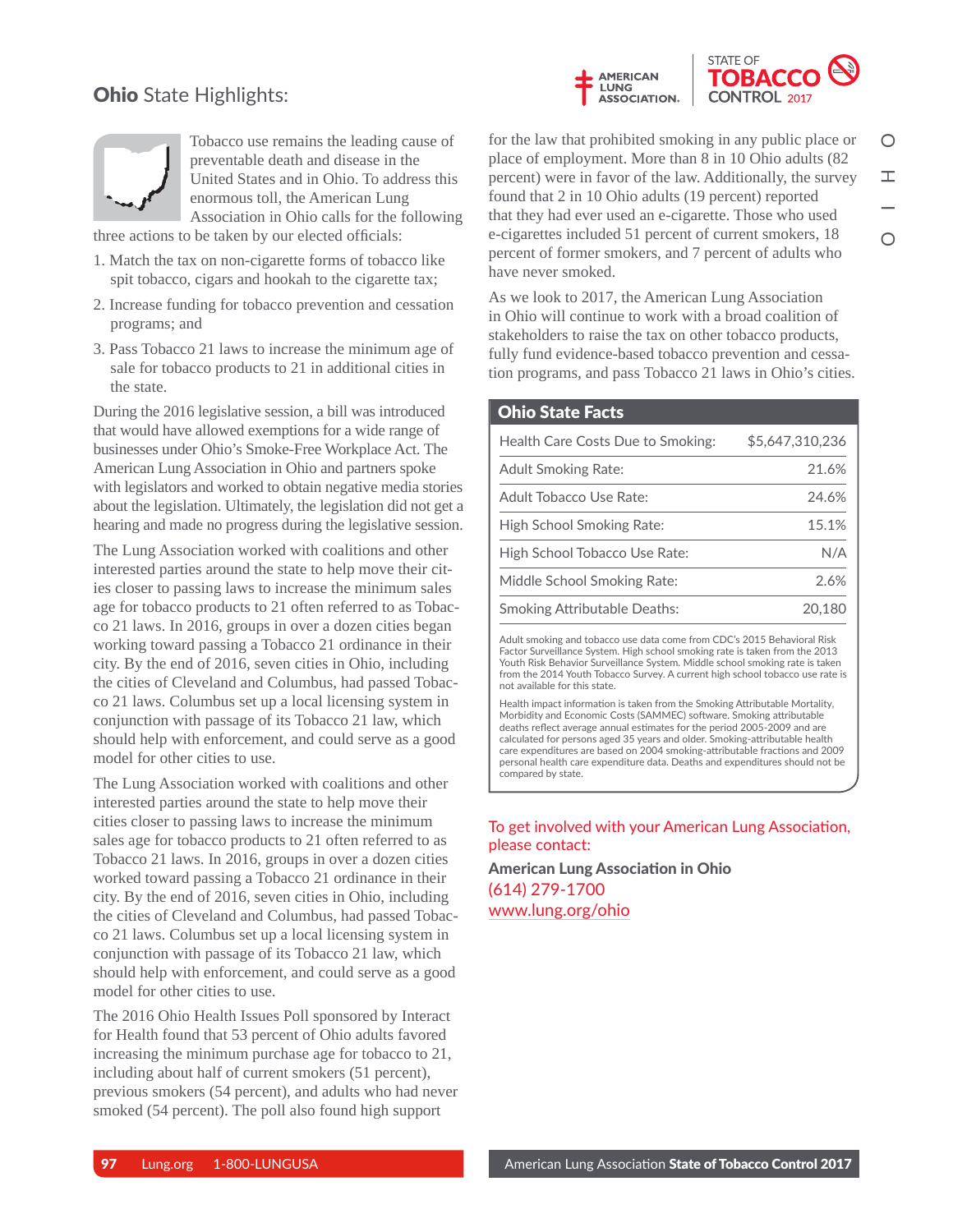# Ohio State Highlights:

Tobacco use remains the leading cause of preventable death and disease in the United States and in Ohio. To address this enormous toll, the American Lung Association in Ohio calls for the following three actions to be taken by our elected officials:

1. Match the tax on non-cigarette forms of tobacco like spit tobacco, cigars and hookah to the cigarette tax;
2. Increase funding for tobacco prevention and cessation programs; and
3. Pass Tobacco 21 laws to increase the minimum age of sale for tobacco products to 21 in additional cities in the state.

During the 2016 legislative session, a bill was introduced that would have allowed exemptions for a wide range of businesses under Ohio's Smoke-Free Workplace Act. The American Lung Association in Ohio and partners spoke with legislators and worked to obtain negative media stories about the legislation. Ultimately, the legislation did not get a hearing and made no progress during the legislative session.

The Lung Association worked with coalitions and other interested parties around the state to help move their cities closer to passing laws to increase the minimum sales age for tobacco products to 21 often referred to as Tobacco 21 laws. In 2016, groups in over a dozen cities began working toward passing a Tobacco 21 ordinance in their city. By the end of 2016, seven cities in Ohio, including the cities of Cleveland and Columbus, had passed Tobacco 21 laws. Columbus set up a local licensing system in conjunction with passage of its Tobacco 21 law, which should help with enforcement, and could serve as a good model for other cities to use.

The Lung Association worked with coalitions and other interested parties around the state to help move their cities closer to passing laws to increase the minimum sales age for tobacco products to 21 often referred to as Tobacco 21 laws. In 2016, groups in over a dozen cities worked toward passing a Tobacco 21 ordinance in their city. By the end of 2016, seven cities in Ohio, including the cities of Cleveland and Columbus, had passed Tobacco 21 laws. Columbus set up a local licensing system in conjunction with passage of its Tobacco 21 law, which should help with enforcement, and could serve as a good model for other cities to use.

The 2016 Ohio Health Issues Poll sponsored by Interact for Health found that 53 percent of Ohio adults favored increasing the minimum purchase age for tobacco to 21, including about half of current smokers (51 percent), previous smokers (54 percent), and adults who had never smoked (54 percent). The poll also found high support for the law that prohibited smoking in any public place or place of employment. More than 8 in 10 Ohio adults (82 percent) were in favor of the law. Additionally, the survey found that 2 in 10 Ohio adults (19 percent) reported that they had ever used an e-cigarette. Those who used e-cigarettes included 51 percent of current smokers, 18 percent of former smokers, and 7 percent of adults who have never smoked.

As we look to 2017, the American Lung Association in Ohio will continue to work with a broad coalition of stakeholders to raise the tax on other tobacco products, fully fund evidence-based tobacco prevention and cessation programs, and pass Tobacco 21 laws in Ohio's cities.

## Ohio State Facts

| | |
|---|---|
| Health Care Costs Due to Smoking: | $5,647,310,236 |
| Adult Smoking Rate: | 21.6% |
| Adult Tobacco Use Rate: | 24.6% |
| High School Smoking Rate: | 15.1% |
| High School Tobacco Use Rate: | N/A |
| Middle School Smoking Rate: | 2.6% |
| Smoking Attributable Deaths: | 20,180 |

Adult smoking and tobacco use data come from CDC's 2015 Behavioral Risk Factor Surveillance System. High school smoking rate is taken from the 2013 Youth Risk Behavior Surveillance System. Middle school smoking rate is taken from the 2014 Youth Tobacco Survey. A current high school tobacco use rate is not available for this state.

Health impact information is taken from the Smoking Attributable Mortality, Morbidity and Economic Costs (SAMMEC) software. Smoking attributable deaths reflect average annual estimates for the period 2005-2009 and are calculated for persons aged 35 years and older. Smoking-attributable health care expenditures are based on 2004 smoking-attributable fractions and 2009 personal health care expenditure data. Deaths and expenditures should not be compared by state.

To get involved with your American Lung Association, please contact:

**American Lung Association in Ohio**
(614) 279-1700
www.lung.org/ohio